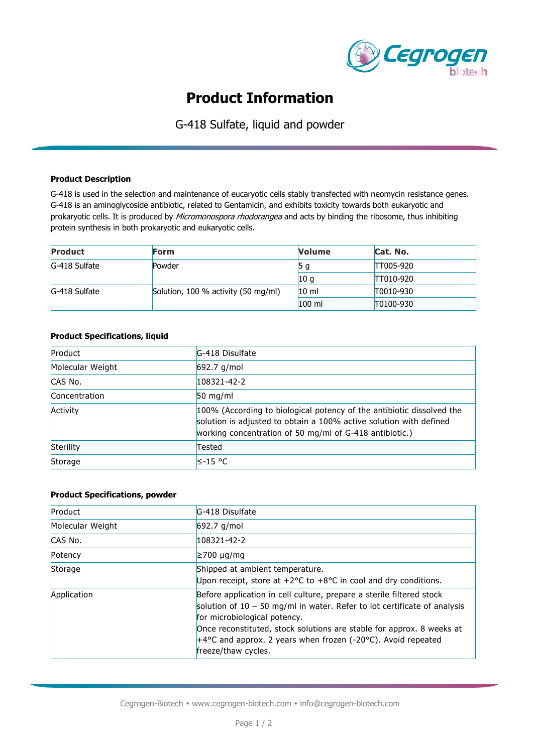# Product Information

G-418 Sulfate, liquid and powder

### Product Description

G-418 is used in the selection and maintenance of eucaryotic cells stably transfected with neomycin resistance genes. G-418 is an aminoglycoside antibiotic, related to Gentamicin, and exhibits toxicity towards both eukaryotic and prokaryotic cells. It is produced by *Micromonospora rhodorangea* and acts by binding the ribosome, thus inhibiting protein synthesis in both prokaryotic and eukaryotic cells.

| **Product** | **Form** | **Volume** | **Cat. No.** |
|---|---|---|---|
| G-418 Sulfate | Powder | 5 g | TT005-920 |
| | | 10 g | TT010-920 |
| G-418 Sulfate | Solution, 100 % activity (50 mg/ml) | 10 ml | T0010-930 |
| | | 100 ml | T0100-930 |

### Product Specifications, liquid

| | |
|---|---|
| Product | G-418 Disulfate |
| Molecular Weight | 692.7 g/mol |
| CAS No. | 108321-42-2 |
| Concentration | 50 mg/ml |
| Activity | 100% (According to biological potency of the antibiotic dissolved the solution is adjusted to obtain a 100% active solution with defined working concentration of 50 mg/ml of G-418 antibiotic.) |
| Sterility | Tested |
| Storage | ≤-15 °C |

### Product Specifications, powder

| | |
|---|---|
| Product | G-418 Disulfate |
| Molecular Weight | 692.7 g/mol |
| CAS No. | 108321-42-2 |
| Potency | ≥700 µg/mg |
| Storage | Shipped at ambient temperature.<br>Upon receipt, store at +2°C to +8°C in cool and dry conditions. |
| Application | Before application in cell culture, prepare a sterile filtered stock solution of 10 – 50 mg/ml in water. Refer to lot certificate of analysis for microbiological potency.<br>Once reconstituted, stock solutions are stable for approx. 8 weeks at +4°C and approx. 2 years when frozen (-20°C). Avoid repeated freeze/thaw cycles. |

Cegrogen-Biotech • www.cegrogen-biotech.com • info@cegrogen-biotech.com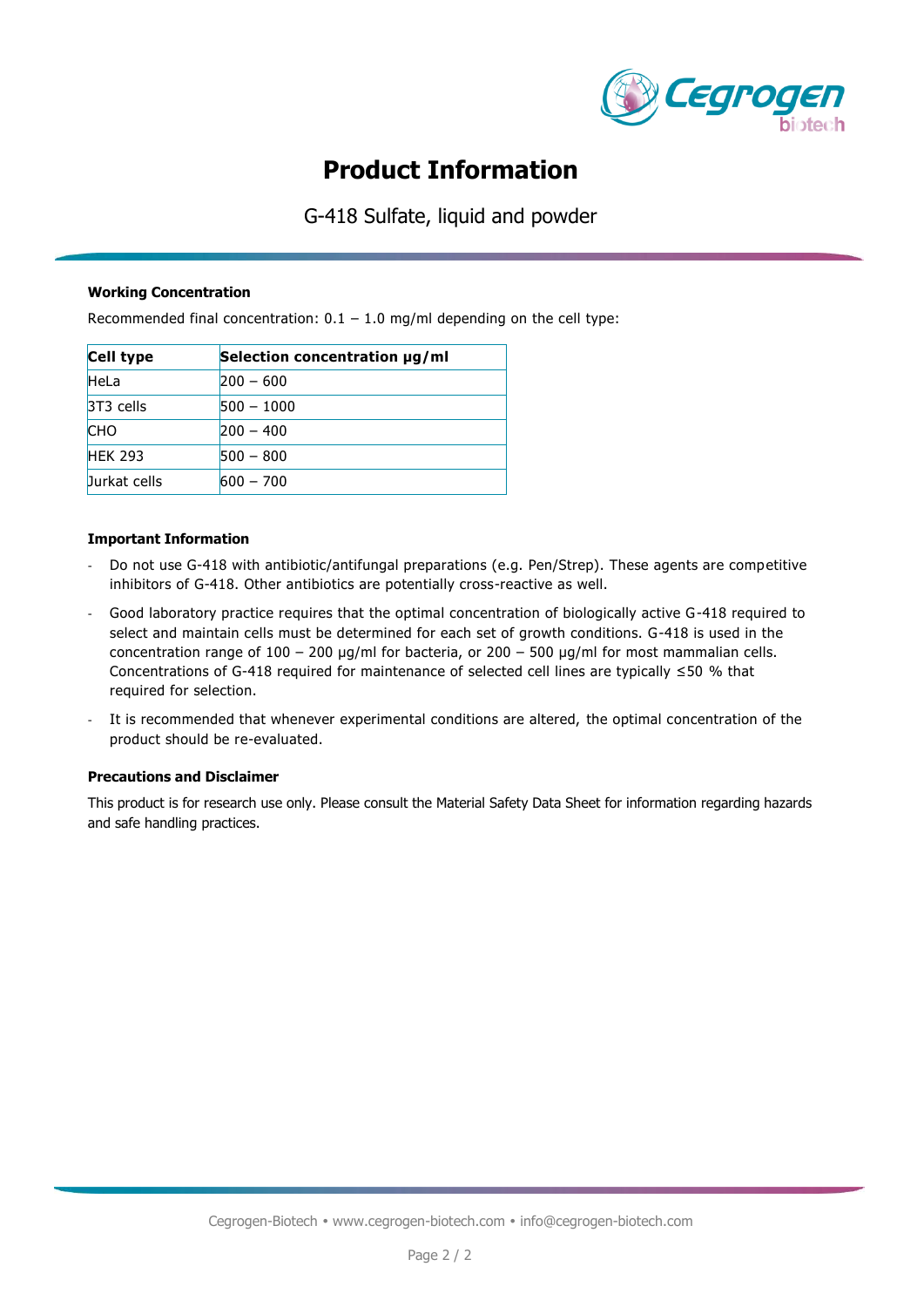# Product Information

G-418 Sulfate, liquid and powder

**Working Concentration**

Recommended final concentration: 0.1 – 1.0 mg/ml depending on the cell type:

| Cell type | Selection concentration µg/ml |
|---|---|
| HeLa | 200 – 600 |
| 3T3 cells | 500 – 1000 |
| CHO | 200 – 400 |
| HEK 293 | 500 – 800 |
| Jurkat cells | 600 – 700 |

**Important Information**

- Do not use G-418 with antibiotic/antifungal preparations (e.g. Pen/Strep). These agents are competitive inhibitors of G-418. Other antibiotics are potentially cross-reactive as well.
- Good laboratory practice requires that the optimal concentration of biologically active G-418 required to select and maintain cells must be determined for each set of growth conditions. G-418 is used in the concentration range of 100 – 200 µg/ml for bacteria, or 200 – 500 µg/ml for most mammalian cells. Concentrations of G-418 required for maintenance of selected cell lines are typically ≤50 % that required for selection.
- It is recommended that whenever experimental conditions are altered, the optimal concentration of the product should be re-evaluated.

**Precautions and Disclaimer**

This product is for research use only. Please consult the Material Safety Data Sheet for information regarding hazards and safe handling practices.

Cegrogen-Biotech • www.cegrogen-biotech.com • info@cegrogen-biotech.com